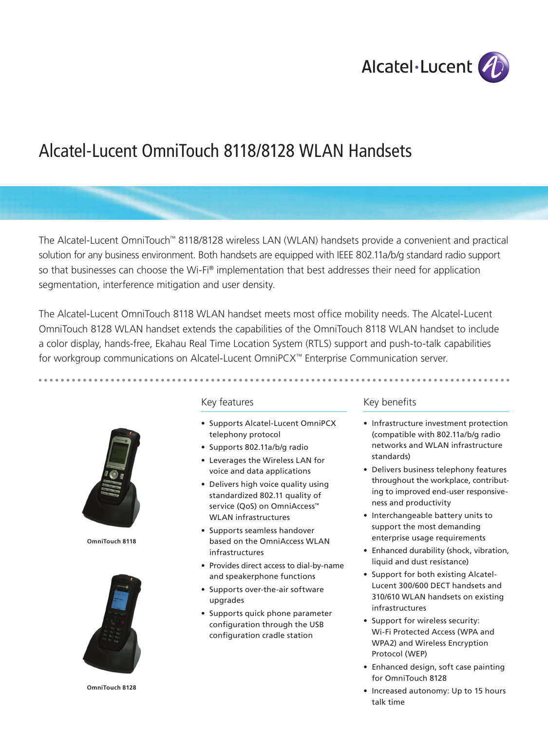# Alcatel-Lucent OmniTouch 8118/8128 WLAN Handsets

The Alcatel-Lucent OmniTouch™ 8118/8128 wireless LAN (WLAN) handsets provide a convenient and practical solution for any business environment. Both handsets are equipped with IEEE 802.11a/b/g standard radio support so that businesses can choose the Wi-Fi® implementation that best addresses their need for application segmentation, interference mitigation and user density.

The Alcatel-Lucent OmniTouch 8118 WLAN handset meets most office mobility needs. The Alcatel-Lucent OmniTouch 8128 WLAN handset extends the capabilities of the OmniTouch 8118 WLAN handset to include a color display, hands-free, Ekahau Real Time Location System (RTLS) support and push-to-talk capabilities for workgroup communications on Alcatel-Lucent OmniPCX™ Enterprise Communication server.

OmniTouch 8118

OmniTouch 8128

## Key features

- Supports Alcatel-Lucent OmniPCX telephony protocol
- Supports 802.11a/b/g radio
- Leverages the Wireless LAN for voice and data applications
- Delivers high voice quality using standardized 802.11 quality of service (QoS) on OmniAccess™ WLAN infrastructures
- Supports seamless handover based on the OmniAccess WLAN infrastructures
- Provides direct access to dial-by-name and speakerphone functions
- Supports over-the-air software upgrades
- Supports quick phone parameter configuration through the USB configuration cradle station

## Key benefits

- Infrastructure investment protection (compatible with 802.11a/b/g radio networks and WLAN infrastructure standards)
- Delivers business telephony features throughout the workplace, contributing to improved end-user responsiveness and productivity
- Interchangeable battery units to support the most demanding enterprise usage requirements
- Enhanced durability (shock, vibration, liquid and dust resistance)
- Support for both existing Alcatel-Lucent 300/600 DECT handsets and 310/610 WLAN handsets on existing infrastructures
- Support for wireless security: Wi-Fi Protected Access (WPA and WPA2) and Wireless Encryption Protocol (WEP)
- Enhanced design, soft case painting for OmniTouch 8128
- Increased autonomy: Up to 15 hours talk time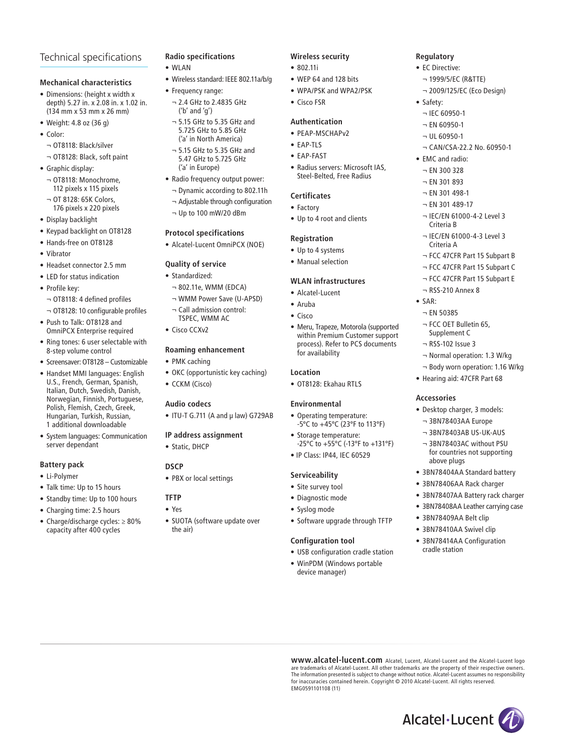# Technical specifications

### Mechanical characteristics

- Dimensions: (height x width x depth) 5.27 in. x 2.08 in. x 1.02 in. (134 mm x 53 mm x 26 mm)
- Weight: 4.8 oz (36 g)
- Color:
  - OT8118: Black/silver
  - OT8128: Black, soft paint
- Graphic display:
  - OT8118: Monochrome, 112 pixels x 115 pixels
  - OT 8128: 65K Colors, 176 pixels x 220 pixels
- Display backlight
- Keypad backlight on OT8128
- Hands-free on OT8128
- Vibrator
- Headset connector 2.5 mm
- LED for status indication
- Profile key:
  - OT8118: 4 defined profiles
  - OT8128: 10 configurable profiles
- Push to Talk: OT8128 and OmniPCX Enterprise required
- Ring tones: 6 user selectable with 8-step volume control
- Screensaver: OT8128 – Customizable
- Handset MMI languages: English U.S., French, German, Spanish, Italian, Dutch, Swedish, Danish, Norwegian, Finnish, Portuguese, Polish, Flemish, Czech, Greek, Hungarian, Turkish, Russian, 1 additional downloadable
- System languages: Communication server dependant

### Battery pack

- Li-Polymer
- Talk time: Up to 15 hours
- Standby time: Up to 100 hours
- Charging time: 2.5 hours
- Charge/discharge cycles: ≥ 80% capacity after 400 cycles

### Radio specifications

- WLAN
- Wireless standard: IEEE 802.11a/b/g
- Frequency range:
  - 2.4 GHz to 2.4835 GHz ('b' and 'g')
  - 5.15 GHz to 5.35 GHz and 5.725 GHz to 5.85 GHz ('a' in North America)
  - 5.15 GHz to 5.35 GHz and 5.47 GHz to 5.725 GHz ('a' in Europe)
- Radio frequency output power:
  - Dynamic according to 802.11h
  - Adjustable through configuration
  - Up to 100 mW/20 dBm

### Protocol specifications

- Alcatel-Lucent OmniPCX (NOE)

### Quality of service

- Standardized:
  - 802.11e, WMM (EDCA)
  - WMM Power Save (U-APSD)
  - Call admission control: TSPEC, WMM AC
- Cisco CCXv2

### Roaming enhancement

- PMK caching
- OKC (opportunistic key caching)
- CCKM (Cisco)

### Audio codecs

- ITU-T G.711 (A and μ law) G729AB

### IP address assignment

- Static, DHCP

### DSCP

- PBX or local settings

### TFTP

- Yes
- SUOTA (software update over the air)

### Wireless security

- 802.11i
- WEP 64 and 128 bits
- WPA/PSK and WPA2/PSK
- Cisco FSR

### Authentication

- PEAP-MSCHAPv2
- EAP-TLS
- EAP-FAST
- Radius servers: Microsoft IAS, Steel-Belted, Free Radius

### Certificates

- Factory
- Up to 4 root and clients

### Registration

- Up to 4 systems
- Manual selection

### WLAN infrastructures

- Alcatel-Lucent
- Aruba
- Cisco
- Meru, Trapeze, Motorola (supported within Premium Customer support process). Refer to PCS documents for availability

### Location

- OT8128: Ekahau RTLS

### Environmental

- Operating temperature: -5°C to +45°C (23°F to 113°F)
- Storage temperature: -25°C to +55°C (-13°F to +131°F)
- IP Class: IP44, IEC 60529

### Serviceability

- Site survey tool
- Diagnostic mode
- Syslog mode
- Software upgrade through TFTP

### Configuration tool

- USB configuration cradle station
- WinPDM (Windows portable device manager)

### Regulatory

- EC Directive:
  - 1999/5/EC (R&TTE)
  - 2009/125/EC (Eco Design)
- Safety:
  - IEC 60950-1
  - EN 60950-1
  - UL 60950-1
  - CAN/CSA-22.2 No. 60950-1
- EMC and radio:
  - EN 300 328
  - EN 301 893
  - EN 301 498-1
  - EN 301 489-17
  - IEC/EN 61000-4-2 Level 3 Criteria B
  - IEC/EN 61000-4-3 Level 3 Criteria A
  - FCC 47CFR Part 15 Subpart B
  - FCC 47CFR Part 15 Subpart C
  - FCC 47CFR Part 15 Subpart E
  - RSS-210 Annex 8
- SAR:
  - EN 50385
  - FCC OET Bulletin 65, Supplement C
  - RSS-102 Issue 3
  - Normal operation: 1.3 W/kg
  - Body worn operation: 1.16 W/kg
- Hearing aid: 47CFR Part 68

### Accessories

- Desktop charger, 3 models:
  - 3BN78403AA Europe
  - 3BN78403AB US-UK-AUS
  - 3BN78403AC without PSU for countries not supporting above plugs
- 3BN78404AA Standard battery
- 3BN78406AA Rack charger
- 3BN78407AA Battery rack charger
- 3BN78408AA Leather carrying case
- 3BN78409AA Belt clip
- 3BN78410AA Swivel clip
- 3BN78414AA Configuration cradle station

**www.alcatel-lucent.com** Alcatel, Lucent, Alcatel-Lucent and the Alcatel-Lucent logo are trademarks of Alcatel-Lucent. All other trademarks are the property of their respective owners. The information presented is subject to change without notice. Alcatel-Lucent assumes no responsibility for inaccuracies contained herein. Copyright © 2010 Alcatel-Lucent. All rights reserved.
EMG0591101108 (11)

Alcatel·Lucent